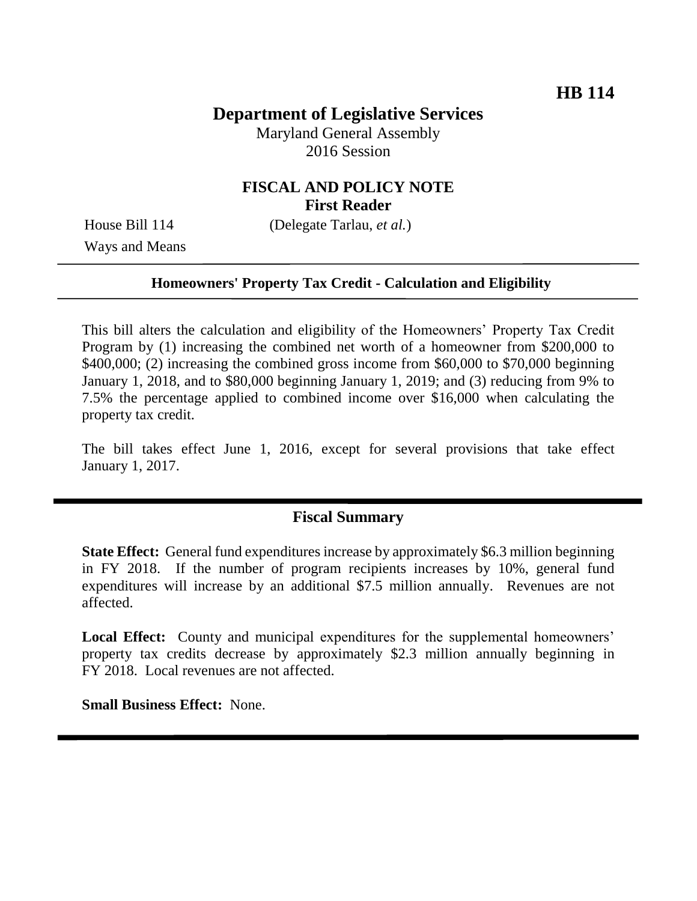**HB 114**

# Department of Legislative Services

Maryland General Assembly
2016 Session

## FISCAL AND POLICY NOTE
**First Reader**

House Bill 114 (Delegate Tarlau, *et al.*)
Ways and Means

**Homeowners' Property Tax Credit - Calculation and Eligibility**

This bill alters the calculation and eligibility of the Homeowners' Property Tax Credit Program by (1) increasing the combined net worth of a homeowner from $200,000 to $400,000; (2) increasing the combined gross income from $60,000 to $70,000 beginning January 1, 2018, and to $80,000 beginning January 1, 2019; and (3) reducing from 9% to 7.5% the percentage applied to combined income over $16,000 when calculating the property tax credit.

The bill takes effect June 1, 2016, except for several provisions that take effect January 1, 2017.

## Fiscal Summary

**State Effect:** General fund expenditures increase by approximately $6.3 million beginning in FY 2018. If the number of program recipients increases by 10%, general fund expenditures will increase by an additional $7.5 million annually. Revenues are not affected.

**Local Effect:** County and municipal expenditures for the supplemental homeowners' property tax credits decrease by approximately $2.3 million annually beginning in FY 2018. Local revenues are not affected.

**Small Business Effect:** None.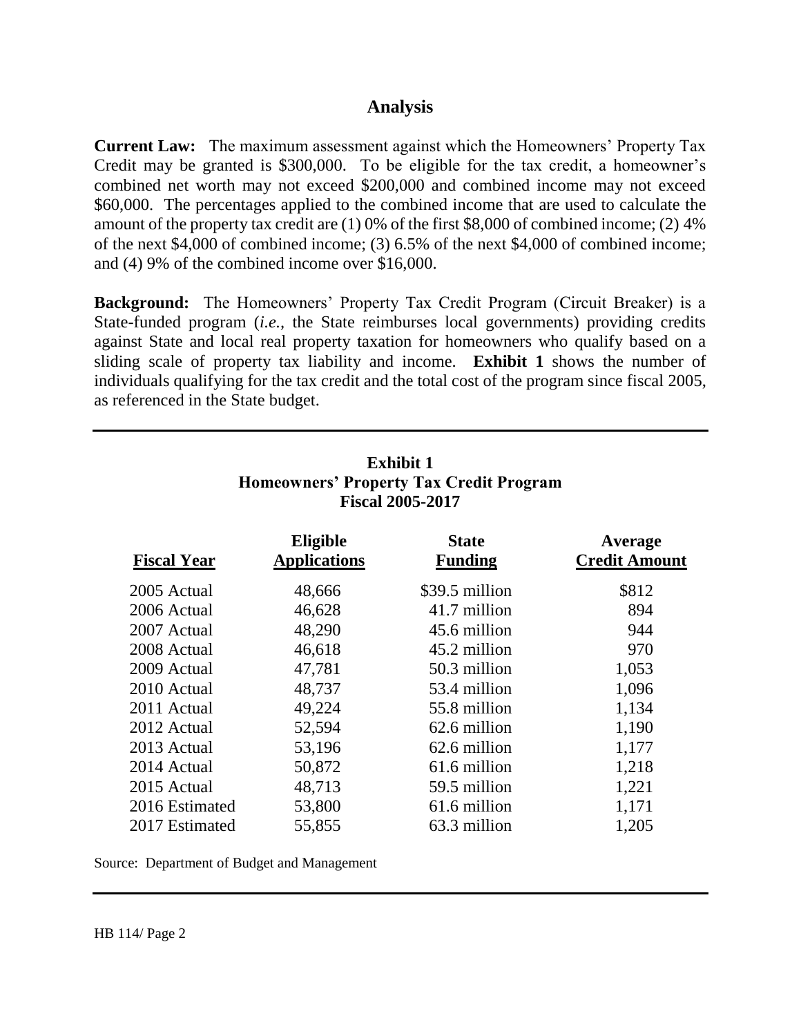## Analysis

**Current Law:** The maximum assessment against which the Homeowners' Property Tax Credit may be granted is $300,000. To be eligible for the tax credit, a homeowner's combined net worth may not exceed $200,000 and combined income may not exceed $60,000. The percentages applied to the combined income that are used to calculate the amount of the property tax credit are (1) 0% of the first $8,000 of combined income; (2) 4% of the next $4,000 of combined income; (3) 6.5% of the next $4,000 of combined income; and (4) 9% of the combined income over $16,000.

**Background:** The Homeowners' Property Tax Credit Program (Circuit Breaker) is a State-funded program (*i.e.*, the State reimburses local governments) providing credits against State and local real property taxation for homeowners who qualify based on a sliding scale of property tax liability and income. **Exhibit 1** shows the number of individuals qualifying for the tax credit and the total cost of the program since fiscal 2005, as referenced in the State budget.

**Exhibit 1**
**Homeowners' Property Tax Credit Program**
**Fiscal 2005-2017**

| Fiscal Year | Eligible Applications | State Funding | Average Credit Amount |
|---|---|---|---|
| 2005 Actual | 48,666 | $39.5 million | $812 |
| 2006 Actual | 46,628 | 41.7 million | 894 |
| 2007 Actual | 48,290 | 45.6 million | 944 |
| 2008 Actual | 46,618 | 45.2 million | 970 |
| 2009 Actual | 47,781 | 50.3 million | 1,053 |
| 2010 Actual | 48,737 | 53.4 million | 1,096 |
| 2011 Actual | 49,224 | 55.8 million | 1,134 |
| 2012 Actual | 52,594 | 62.6 million | 1,190 |
| 2013 Actual | 53,196 | 62.6 million | 1,177 |
| 2014 Actual | 50,872 | 61.6 million | 1,218 |
| 2015 Actual | 48,713 | 59.5 million | 1,221 |
| 2016 Estimated | 53,800 | 61.6 million | 1,171 |
| 2017 Estimated | 55,855 | 63.3 million | 1,205 |

Source: Department of Budget and Management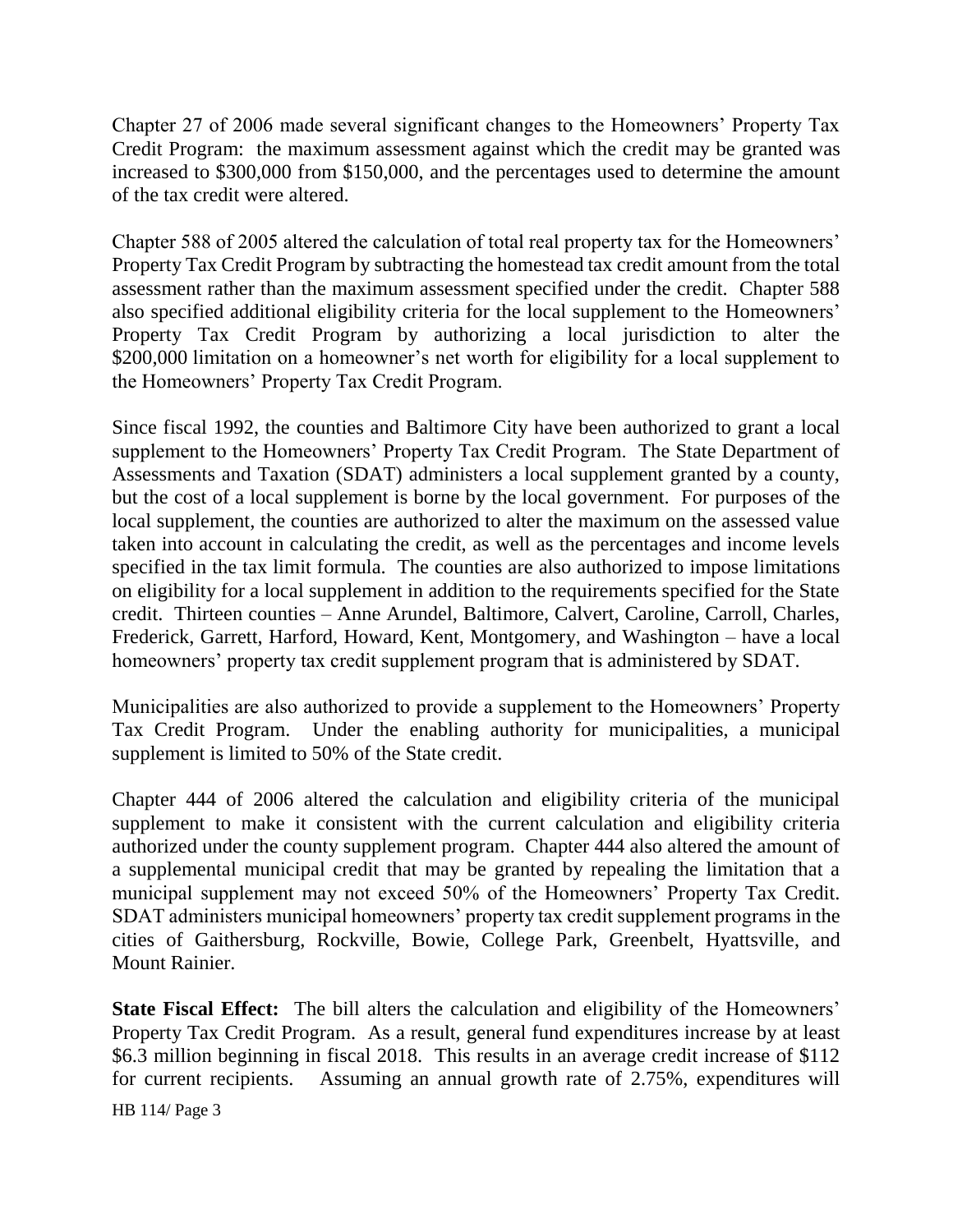Chapter 27 of 2006 made several significant changes to the Homeowners' Property Tax Credit Program: the maximum assessment against which the credit may be granted was increased to $300,000 from $150,000, and the percentages used to determine the amount of the tax credit were altered.

Chapter 588 of 2005 altered the calculation of total real property tax for the Homeowners' Property Tax Credit Program by subtracting the homestead tax credit amount from the total assessment rather than the maximum assessment specified under the credit. Chapter 588 also specified additional eligibility criteria for the local supplement to the Homeowners' Property Tax Credit Program by authorizing a local jurisdiction to alter the $200,000 limitation on a homeowner's net worth for eligibility for a local supplement to the Homeowners' Property Tax Credit Program.

Since fiscal 1992, the counties and Baltimore City have been authorized to grant a local supplement to the Homeowners' Property Tax Credit Program. The State Department of Assessments and Taxation (SDAT) administers a local supplement granted by a county, but the cost of a local supplement is borne by the local government. For purposes of the local supplement, the counties are authorized to alter the maximum on the assessed value taken into account in calculating the credit, as well as the percentages and income levels specified in the tax limit formula. The counties are also authorized to impose limitations on eligibility for a local supplement in addition to the requirements specified for the State credit. Thirteen counties – Anne Arundel, Baltimore, Calvert, Caroline, Carroll, Charles, Frederick, Garrett, Harford, Howard, Kent, Montgomery, and Washington – have a local homeowners' property tax credit supplement program that is administered by SDAT.

Municipalities are also authorized to provide a supplement to the Homeowners' Property Tax Credit Program. Under the enabling authority for municipalities, a municipal supplement is limited to 50% of the State credit.

Chapter 444 of 2006 altered the calculation and eligibility criteria of the municipal supplement to make it consistent with the current calculation and eligibility criteria authorized under the county supplement program. Chapter 444 also altered the amount of a supplemental municipal credit that may be granted by repealing the limitation that a municipal supplement may not exceed 50% of the Homeowners' Property Tax Credit. SDAT administers municipal homeowners' property tax credit supplement programs in the cities of Gaithersburg, Rockville, Bowie, College Park, Greenbelt, Hyattsville, and Mount Rainier.

**State Fiscal Effect:** The bill alters the calculation and eligibility of the Homeowners' Property Tax Credit Program. As a result, general fund expenditures increase by at least $6.3 million beginning in fiscal 2018. This results in an average credit increase of $112 for current recipients. Assuming an annual growth rate of 2.75%, expenditures will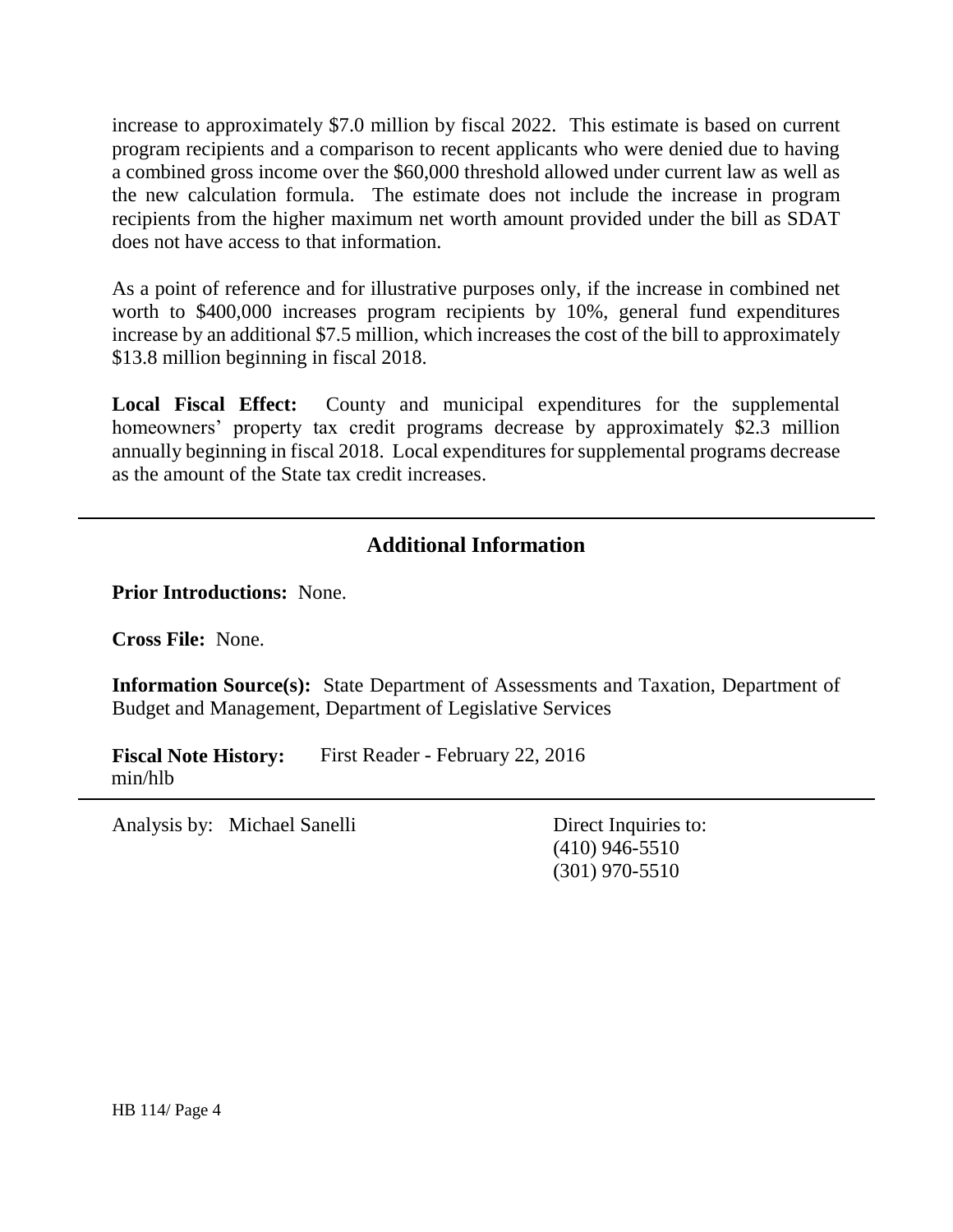increase to approximately $7.0 million by fiscal 2022. This estimate is based on current program recipients and a comparison to recent applicants who were denied due to having a combined gross income over the $60,000 threshold allowed under current law as well as the new calculation formula. The estimate does not include the increase in program recipients from the higher maximum net worth amount provided under the bill as SDAT does not have access to that information.

As a point of reference and for illustrative purposes only, if the increase in combined net worth to $400,000 increases program recipients by 10%, general fund expenditures increase by an additional $7.5 million, which increases the cost of the bill to approximately $13.8 million beginning in fiscal 2018.

**Local Fiscal Effect:** County and municipal expenditures for the supplemental homeowners' property tax credit programs decrease by approximately $2.3 million annually beginning in fiscal 2018. Local expenditures for supplemental programs decrease as the amount of the State tax credit increases.

## Additional Information

**Prior Introductions:** None.

**Cross File:** None.

**Information Source(s):** State Department of Assessments and Taxation, Department of Budget and Management, Department of Legislative Services

**Fiscal Note History:** First Reader - February 22, 2016
min/hlb

Analysis by: Michael Sanelli

Direct Inquiries to:
(410) 946-5510
(301) 970-5510